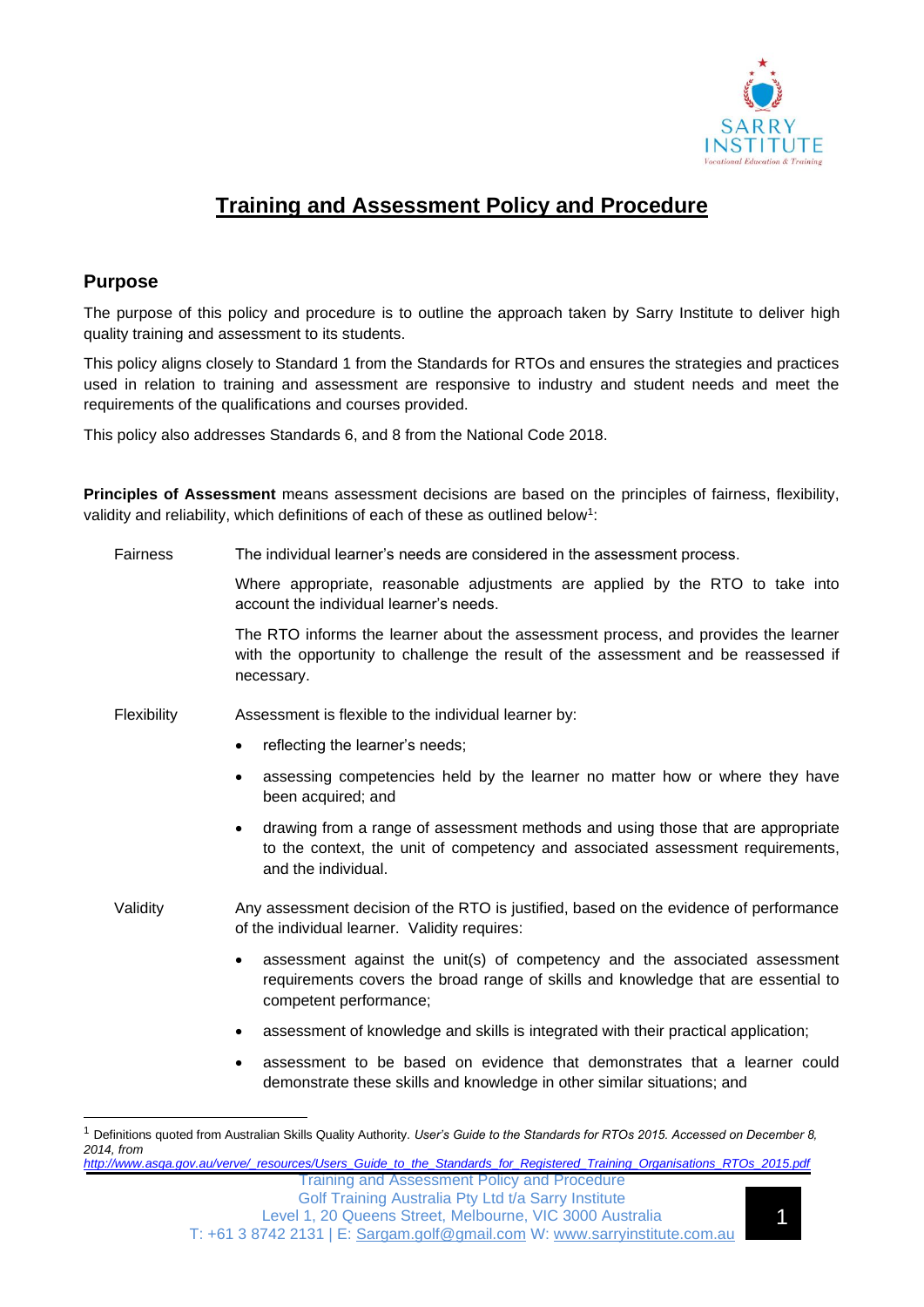# Training and Assessment Policy and Procedure

## Purpose

The purpose of this policy and procedure is to outline the approach taken by Sarry Institute to deliver high quality training and assessment to its students.

This policy aligns closely to Standard 1 from the Standards for RTOs and ensures the strategies and practices used in relation to training and assessment are responsive to industry and student needs and meet the requirements of the qualifications and courses provided.

This policy also addresses Standards 6, and 8 from the National Code 2018.

**Principles of Assessment** means assessment decisions are based on the principles of fairness, flexibility, validity and reliability, which definitions of each of these as outlined below[1]:

Fairness

The individual learner's needs are considered in the assessment process.

Where appropriate, reasonable adjustments are applied by the RTO to take into account the individual learner's needs.

The RTO informs the learner about the assessment process, and provides the learner with the opportunity to challenge the result of the assessment and be reassessed if necessary.

Flexibility

Assessment is flexible to the individual learner by:

- reflecting the learner's needs;
- assessing competencies held by the learner no matter how or where they have been acquired; and
- drawing from a range of assessment methods and using those that are appropriate to the context, the unit of competency and associated assessment requirements, and the individual.

Validity

Any assessment decision of the RTO is justified, based on the evidence of performance of the individual learner. Validity requires:

- assessment against the unit(s) of competency and the associated assessment requirements covers the broad range of skills and knowledge that are essential to competent performance;
- assessment of knowledge and skills is integrated with their practical application;
- assessment to be based on evidence that demonstrates that a learner could demonstrate these skills and knowledge in other similar situations; and

[1] Definitions quoted from Australian Skills Quality Authority. *User's Guide to the Standards for RTOs 2015. Accessed on December 8, 2014, from http://www.asqa.gov.au/verve/_resources/Users_Guide_to_the_Standards_for_Registered_Training_Organisations_RTOs_2015.pdf*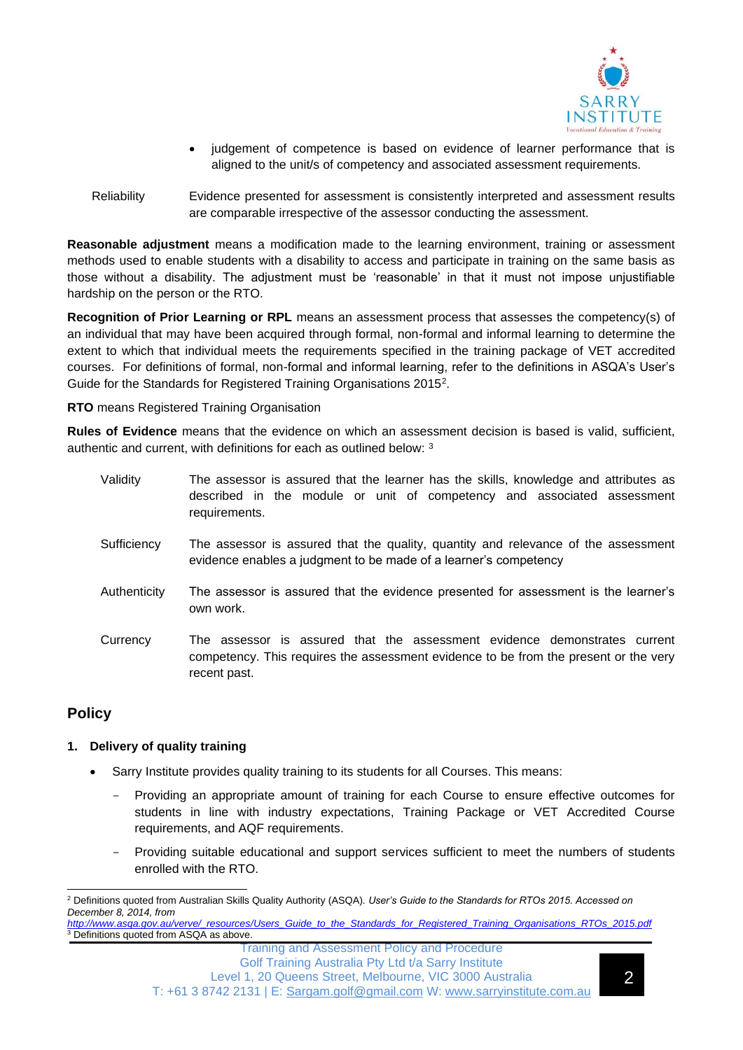- judgement of competence is based on evidence of learner performance that is aligned to the unit/s of competency and associated assessment requirements.

Reliability — Evidence presented for assessment is consistently interpreted and assessment results are comparable irrespective of the assessor conducting the assessment.

**Reasonable adjustment** means a modification made to the learning environment, training or assessment methods used to enable students with a disability to access and participate in training on the same basis as those without a disability. The adjustment must be 'reasonable' in that it must not impose unjustifiable hardship on the person or the RTO.

**Recognition of Prior Learning or RPL** means an assessment process that assesses the competency(s) of an individual that may have been acquired through formal, non-formal and informal learning to determine the extent to which that individual meets the requirements specified in the training package of VET accredited courses. For definitions of formal, non-formal and informal learning, refer to the definitions in ASQA's User's Guide for the Standards for Registered Training Organisations 2015[2].

**RTO** means Registered Training Organisation

**Rules of Evidence** means that the evidence on which an assessment decision is based is valid, sufficient, authentic and current, with definitions for each as outlined below: [3]

Validity — The assessor is assured that the learner has the skills, knowledge and attributes as described in the module or unit of competency and associated assessment requirements.

Sufficiency — The assessor is assured that the quality, quantity and relevance of the assessment evidence enables a judgment to be made of a learner's competency

Authenticity — The assessor is assured that the evidence presented for assessment is the learner's own work.

Currency — The assessor is assured that the assessment evidence demonstrates current competency. This requires the assessment evidence to be from the present or the very recent past.

## Policy

### 1. Delivery of quality training

- Sarry Institute provides quality training to its students for all Courses. This means:
  - Providing an appropriate amount of training for each Course to ensure effective outcomes for students in line with industry expectations, Training Package or VET Accredited Course requirements, and AQF requirements.
  - Providing suitable educational and support services sufficient to meet the numbers of students enrolled with the RTO.

---

[2] Definitions quoted from Australian Skills Quality Authority (ASQA). *User's Guide to the Standards for RTOs 2015. Accessed on December 8, 2014, from http://www.asqa.gov.au/verve/_resources/Users_Guide_to_the_Standards_for_Registered_Training_Organisations_RTOs_2015.pdf*

[3] Definitions quoted from ASQA as above.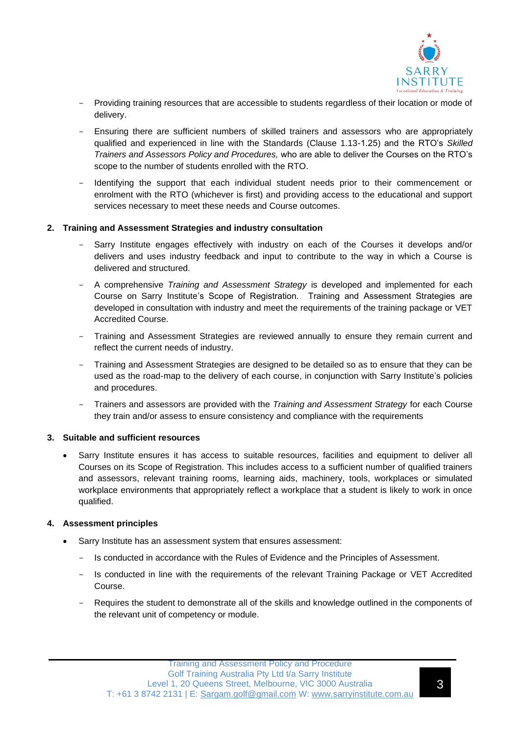- Providing training resources that are accessible to students regardless of their location or mode of delivery.
- Ensuring there are sufficient numbers of skilled trainers and assessors who are appropriately qualified and experienced in line with the Standards (Clause 1.13-1.25) and the RTO's *Skilled Trainers and Assessors Policy and Procedures,* who are able to deliver the Courses on the RTO's scope to the number of students enrolled with the RTO.
- Identifying the support that each individual student needs prior to their commencement or enrolment with the RTO (whichever is first) and providing access to the educational and support services necessary to meet these needs and Course outcomes.

**2. Training and Assessment Strategies and industry consultation**

- Sarry Institute engages effectively with industry on each of the Courses it develops and/or delivers and uses industry feedback and input to contribute to the way in which a Course is delivered and structured.
- A comprehensive *Training and Assessment Strategy* is developed and implemented for each Course on Sarry Institute's Scope of Registration. Training and Assessment Strategies are developed in consultation with industry and meet the requirements of the training package or VET Accredited Course.
- Training and Assessment Strategies are reviewed annually to ensure they remain current and reflect the current needs of industry.
- Training and Assessment Strategies are designed to be detailed so as to ensure that they can be used as the road-map to the delivery of each course, in conjunction with Sarry Institute's policies and procedures.
- Trainers and assessors are provided with the *Training and Assessment Strategy* for each Course they train and/or assess to ensure consistency and compliance with the requirements

**3. Suitable and sufficient resources**

- Sarry Institute ensures it has access to suitable resources, facilities and equipment to deliver all Courses on its Scope of Registration. This includes access to a sufficient number of qualified trainers and assessors, relevant training rooms, learning aids, machinery, tools, workplaces or simulated workplace environments that appropriately reflect a workplace that a student is likely to work in once qualified.

**4. Assessment principles**

- Sarry Institute has an assessment system that ensures assessment:
  - Is conducted in accordance with the Rules of Evidence and the Principles of Assessment.
  - Is conducted in line with the requirements of the relevant Training Package or VET Accredited Course.
  - Requires the student to demonstrate all of the skills and knowledge outlined in the components of the relevant unit of competency or module.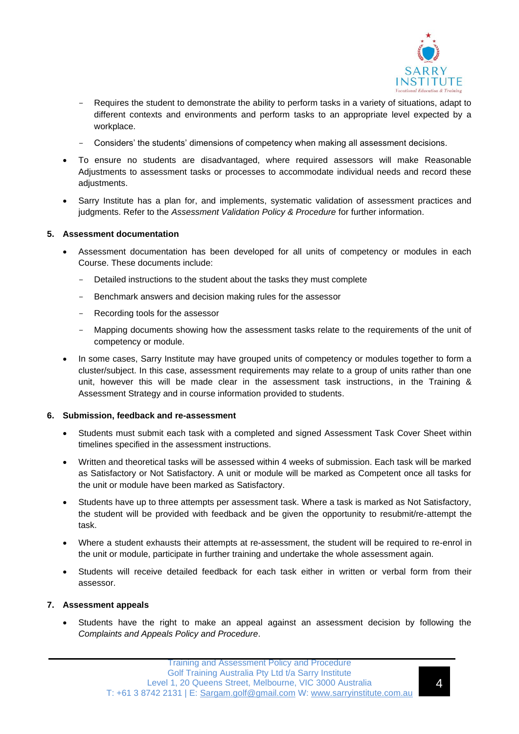- Requires the student to demonstrate the ability to perform tasks in a variety of situations, adapt to different contexts and environments and perform tasks to an appropriate level expected by a workplace.
    - Considers' the students' dimensions of competency when making all assessment decisions.
- To ensure no students are disadvantaged, where required assessors will make Reasonable Adjustments to assessment tasks or processes to accommodate individual needs and record these adjustments.
- Sarry Institute has a plan for, and implements, systematic validation of assessment practices and judgments. Refer to the *Assessment Validation Policy & Procedure* for further information.

**5. Assessment documentation**

- Assessment documentation has been developed for all units of competency or modules in each Course. These documents include:
    - Detailed instructions to the student about the tasks they must complete
    - Benchmark answers and decision making rules for the assessor
    - Recording tools for the assessor
    - Mapping documents showing how the assessment tasks relate to the requirements of the unit of competency or module.
- In some cases, Sarry Institute may have grouped units of competency or modules together to form a cluster/subject. In this case, assessment requirements may relate to a group of units rather than one unit, however this will be made clear in the assessment task instructions, in the Training & Assessment Strategy and in course information provided to students.

**6. Submission, feedback and re-assessment**

- Students must submit each task with a completed and signed Assessment Task Cover Sheet within timelines specified in the assessment instructions.
- Written and theoretical tasks will be assessed within 4 weeks of submission. Each task will be marked as Satisfactory or Not Satisfactory. A unit or module will be marked as Competent once all tasks for the unit or module have been marked as Satisfactory.
- Students have up to three attempts per assessment task. Where a task is marked as Not Satisfactory, the student will be provided with feedback and be given the opportunity to resubmit/re-attempt the task.
- Where a student exhausts their attempts at re-assessment, the student will be required to re-enrol in the unit or module, participate in further training and undertake the whole assessment again.
- Students will receive detailed feedback for each task either in written or verbal form from their assessor.

**7. Assessment appeals**

- Students have the right to make an appeal against an assessment decision by following the *Complaints and Appeals Policy and Procedure*.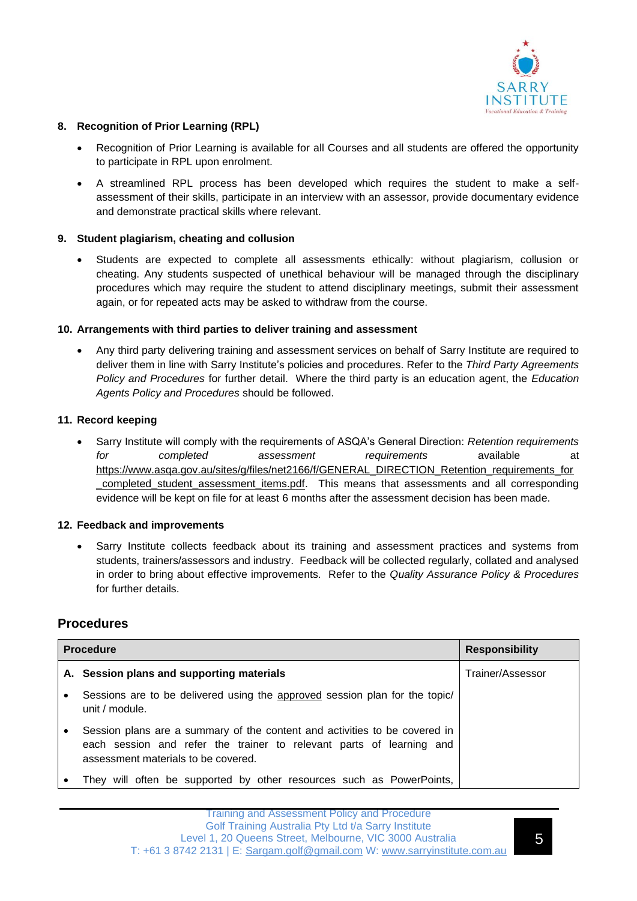**8. Recognition of Prior Learning (RPL)**

- Recognition of Prior Learning is available for all Courses and all students are offered the opportunity to participate in RPL upon enrolment.
- A streamlined RPL process has been developed which requires the student to make a self-assessment of their skills, participate in an interview with an assessor, provide documentary evidence and demonstrate practical skills where relevant.

**9. Student plagiarism, cheating and collusion**

- Students are expected to complete all assessments ethically: without plagiarism, collusion or cheating. Any students suspected of unethical behaviour will be managed through the disciplinary procedures which may require the student to attend disciplinary meetings, submit their assessment again, or for repeated acts may be asked to withdraw from the course.

**10. Arrangements with third parties to deliver training and assessment**

- Any third party delivering training and assessment services on behalf of Sarry Institute are required to deliver them in line with Sarry Institute's policies and procedures. Refer to the *Third Party Agreements Policy and Procedures* for further detail. Where the third party is an education agent, the *Education Agents Policy and Procedures* should be followed.

**11. Record keeping**

- Sarry Institute will comply with the requirements of ASQA's General Direction: *Retention requirements for completed assessment requirements* available at https://www.asqa.gov.au/sites/g/files/net2166/f/GENERAL_DIRECTION_Retention_requirements_for_completed_student_assessment_items.pdf. This means that assessments and all corresponding evidence will be kept on file for at least 6 months after the assessment decision has been made.

**12. Feedback and improvements**

- Sarry Institute collects feedback about its training and assessment practices and systems from students, trainers/assessors and industry. Feedback will be collected regularly, collated and analysed in order to bring about effective improvements. Refer to the *Quality Assurance Policy & Procedures* for further details.

## Procedures

| Procedure | Responsibility |
|---|---|
| **A. Session plans and supporting materials**<br>• Sessions are to be delivered using the approved session plan for the topic/ unit / module.<br>• Session plans are a summary of the content and activities to be covered in each session and refer the trainer to relevant parts of learning and assessment materials to be covered.<br>• They will often be supported by other resources such as PowerPoints, | Trainer/Assessor |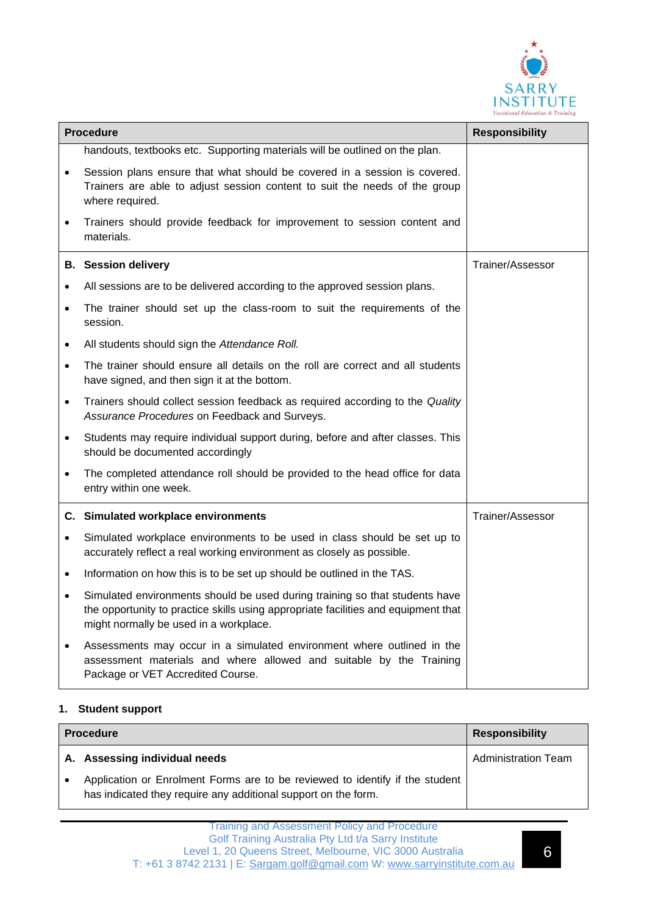| Procedure | Responsibility |
|---|---|
| handouts, textbooks etc. Supporting materials will be outlined on the plan.<br>• Session plans ensure that what should be covered in a session is covered. Trainers are able to adjust session content to suit the needs of the group where required.<br>• Trainers should provide feedback for improvement to session content and materials. | |
| **B. Session delivery**<br>• All sessions are to be delivered according to the approved session plans.<br>• The trainer should set up the class-room to suit the requirements of the session.<br>• All students should sign the *Attendance Roll.*<br>• The trainer should ensure all details on the roll are correct and all students have signed, and then sign it at the bottom.<br>• Trainers should collect session feedback as required according to the *Quality Assurance Procedures* on Feedback and Surveys.<br>• Students may require individual support during, before and after classes. This should be documented accordingly<br>• The completed attendance roll should be provided to the head office for data entry within one week. | Trainer/Assessor |
| **C. Simulated workplace environments**<br>• Simulated workplace environments to be used in class should be set up to accurately reflect a real working environment as closely as possible.<br>• Information on how this is to be set up should be outlined in the TAS.<br>• Simulated environments should be used during training so that students have the opportunity to practice skills using appropriate facilities and equipment that might normally be used in a workplace.<br>• Assessments may occur in a simulated environment where outlined in the assessment materials and where allowed and suitable by the Training Package or VET Accredited Course. | Trainer/Assessor |

**1. Student support**

| Procedure | Responsibility |
|---|---|
| **A. Assessing individual needs**<br>• Application or Enrolment Forms are to be reviewed to identify if the student has indicated they require any additional support on the form. | Administration Team |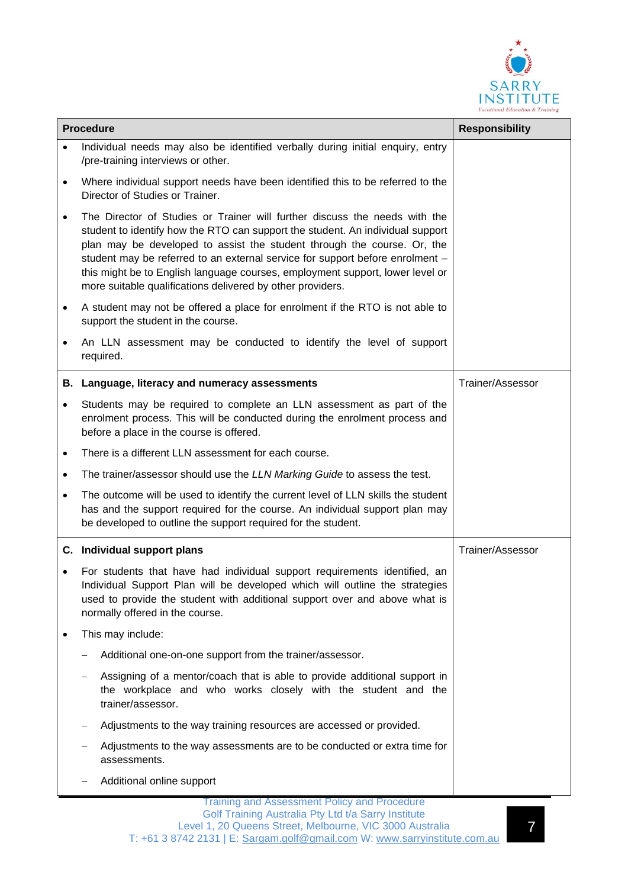| Procedure | Responsibility |
|---|---|
| • Individual needs may also be identified verbally during initial enquiry, entry /pre-training interviews or other.<br>• Where individual support needs have been identified this to be referred to the Director of Studies or Trainer.<br>• The Director of Studies or Trainer will further discuss the needs with the student to identify how the RTO can support the student. An individual support plan may be developed to assist the student through the course. Or, the student may be referred to an external service for support before enrolment – this might be to English language courses, employment support, lower level or more suitable qualifications delivered by other providers.<br>• A student may not be offered a place for enrolment if the RTO is not able to support the student in the course.<br>• An LLN assessment may be conducted to identify the level of support required. | |
| **B. Language, literacy and numeracy assessments**<br>• Students may be required to complete an LLN assessment as part of the enrolment process. This will be conducted during the enrolment process and before a place in the course is offered.<br>• There is a different LLN assessment for each course.<br>• The trainer/assessor should use the *LLN Marking Guide* to assess the test.<br>• The outcome will be used to identify the current level of LLN skills the student has and the support required for the course. An individual support plan may be developed to outline the support required for the student. | Trainer/Assessor |
| **C. Individual support plans**<br>• For students that have had individual support requirements identified, an Individual Support Plan will be developed which will outline the strategies used to provide the student with additional support over and above what is normally offered in the course.<br>• This may include:<br>  – Additional one-on-one support from the trainer/assessor.<br>  – Assigning of a mentor/coach that is able to provide additional support in the workplace and who works closely with the student and the trainer/assessor.<br>  – Adjustments to the way training resources are accessed or provided.<br>  – Adjustments to the way assessments are to be conducted or extra time for assessments.<br>  – Additional online support | Trainer/Assessor |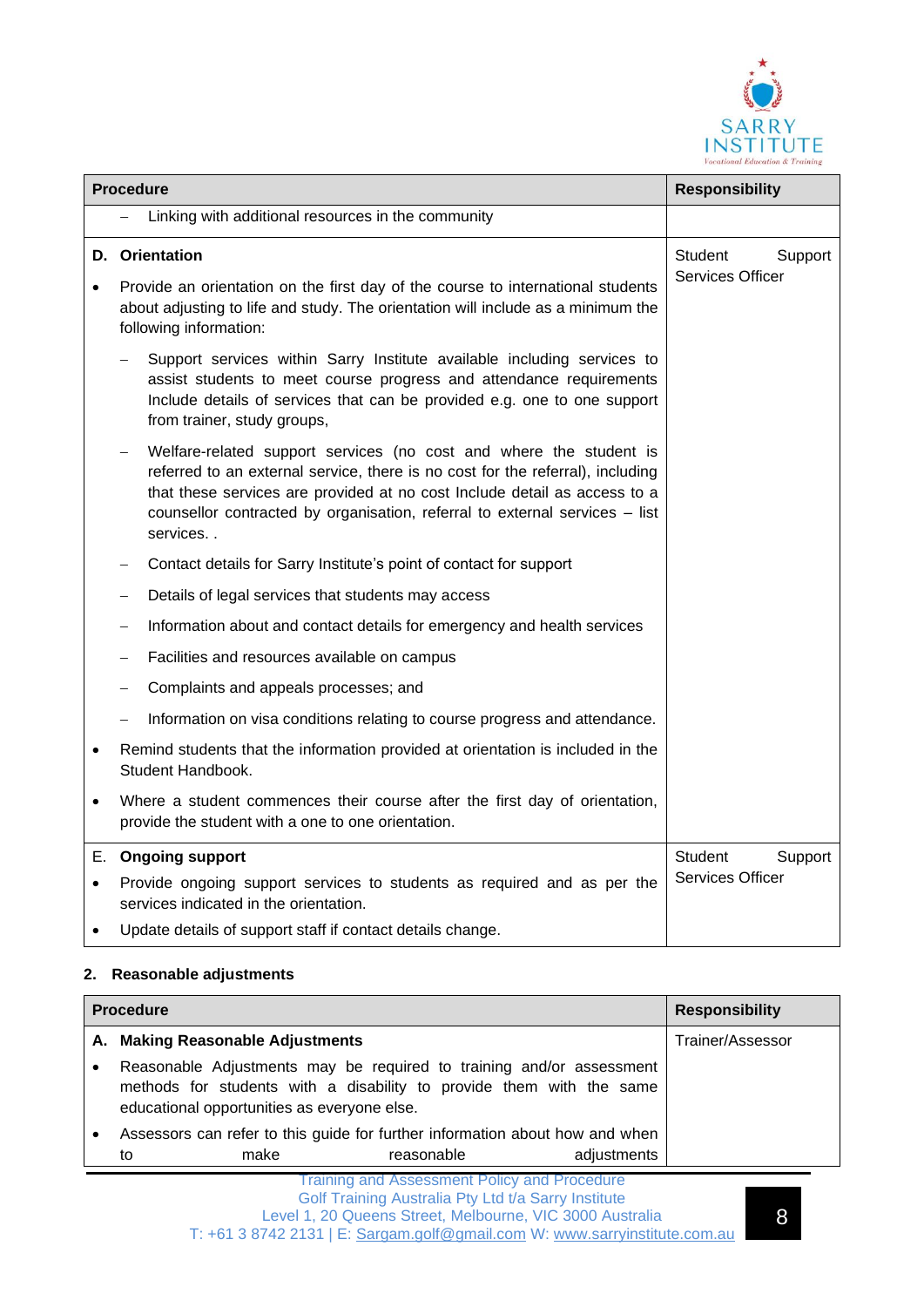| Procedure | Responsibility |
|---|---|
| – Linking with additional resources in the community | |
| **D. Orientation**<br>• Provide an orientation on the first day of the course to international students about adjusting to life and study. The orientation will include as a minimum the following information:<br>– Support services within Sarry Institute available including services to assist students to meet course progress and attendance requirements Include details of services that can be provided e.g. one to one support from trainer, study groups,<br>– Welfare-related support services (no cost and where the student is referred to an external service, there is no cost for the referral), including that these services are provided at no cost Include detail as access to a counsellor contracted by organisation, referral to external services – list services. .<br>– Contact details for Sarry Institute's point of contact for support<br>– Details of legal services that students may access<br>– Information about and contact details for emergency and health services<br>– Facilities and resources available on campus<br>– Complaints and appeals processes; and<br>– Information on visa conditions relating to course progress and attendance.<br>• Remind students that the information provided at orientation is included in the Student Handbook.<br>• Where a student commences their course after the first day of orientation, provide the student with a one to one orientation. | Student Support Services Officer |
| E. **Ongoing support**<br>• Provide ongoing support services to students as required and as per the services indicated in the orientation.<br>• Update details of support staff if contact details change. | Student Support Services Officer |

## 2. Reasonable adjustments

| Procedure | Responsibility |
|---|---|
| **A. Making Reasonable Adjustments**<br>• Reasonable Adjustments may be required to training and/or assessment methods for students with a disability to provide them with the same educational opportunities as everyone else.<br>• Assessors can refer to this guide for further information about how and when to make reasonable adjustments | Trainer/Assessor |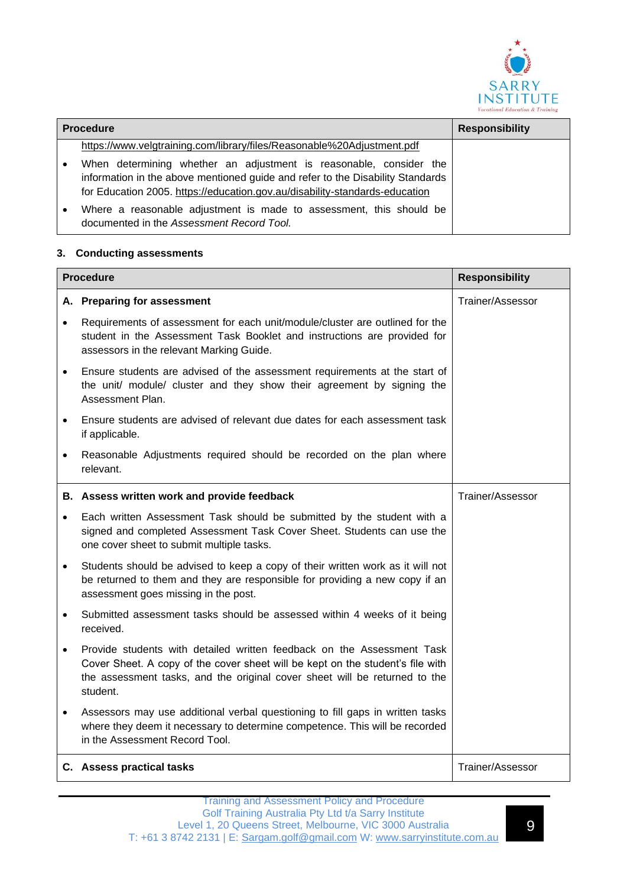| Procedure | Responsibility |
|---|---|
| https://www.velgtraining.com/library/files/Reasonable%20Adjustment.pdf<br>• When determining whether an adjustment is reasonable, consider the information in the above mentioned guide and refer to the Disability Standards for Education 2005. https://education.gov.au/disability-standards-education<br>• Where a reasonable adjustment is made to assessment, this should be documented in the *Assessment Record Tool.* | |

### 3. Conducting assessments

| Procedure | Responsibility |
|---|---|
| **A. Preparing for assessment**<br>• Requirements of assessment for each unit/module/cluster are outlined for the student in the Assessment Task Booklet and instructions are provided for assessors in the relevant Marking Guide.<br>• Ensure students are advised of the assessment requirements at the start of the unit/ module/ cluster and they show their agreement by signing the Assessment Plan.<br>• Ensure students are advised of relevant due dates for each assessment task if applicable.<br>• Reasonable Adjustments required should be recorded on the plan where relevant. | Trainer/Assessor |
| **B. Assess written work and provide feedback**<br>• Each written Assessment Task should be submitted by the student with a signed and completed Assessment Task Cover Sheet. Students can use the one cover sheet to submit multiple tasks.<br>• Students should be advised to keep a copy of their written work as it will not be returned to them and they are responsible for providing a new copy if an assessment goes missing in the post.<br>• Submitted assessment tasks should be assessed within 4 weeks of it being received.<br>• Provide students with detailed written feedback on the Assessment Task Cover Sheet. A copy of the cover sheet will be kept on the student's file with the assessment tasks, and the original cover sheet will be returned to the student.<br>• Assessors may use additional verbal questioning to fill gaps in written tasks where they deem it necessary to determine competence. This will be recorded in the Assessment Record Tool. | Trainer/Assessor |
| **C. Assess practical tasks** | Trainer/Assessor |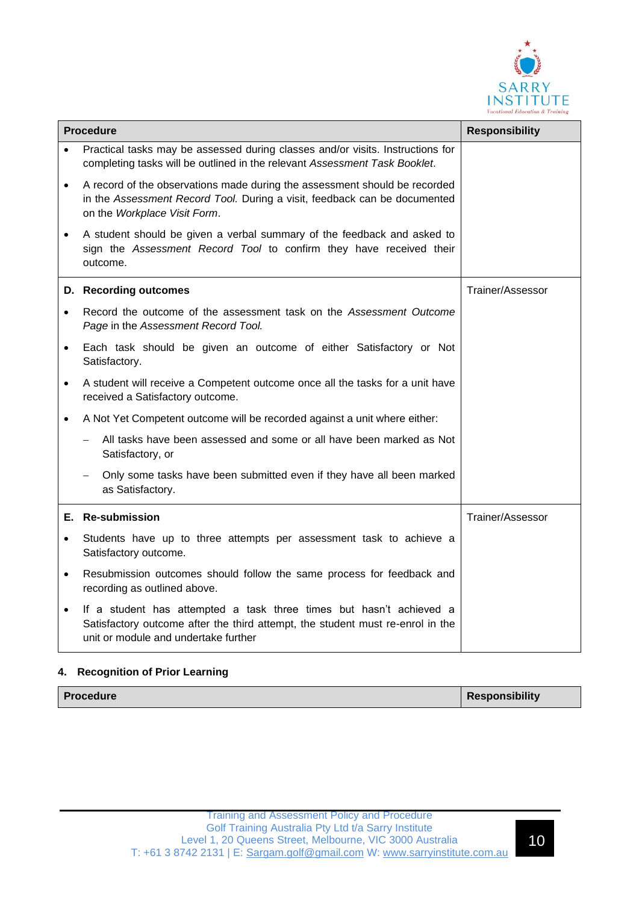| Procedure | Responsibility |
|---|---|
| • Practical tasks may be assessed during classes and/or visits. Instructions for completing tasks will be outlined in the relevant *Assessment Task Booklet*.<br>• A record of the observations made during the assessment should be recorded in the *Assessment Record Tool.* During a visit, feedback can be documented on the *Workplace Visit Form*.<br>• A student should be given a verbal summary of the feedback and asked to sign the *Assessment Record Tool* to confirm they have received their outcome. | |
| **D. Recording outcomes**<br>• Record the outcome of the assessment task on the *Assessment Outcome Page* in the *Assessment Record Tool.*<br>• Each task should be given an outcome of either Satisfactory or Not Satisfactory.<br>• A student will receive a Competent outcome once all the tasks for a unit have received a Satisfactory outcome.<br>• A Not Yet Competent outcome will be recorded against a unit where either:<br>– All tasks have been assessed and some or all have been marked as Not Satisfactory, or<br>– Only some tasks have been submitted even if they have all been marked as Satisfactory. | Trainer/Assessor |
| **E. Re-submission**<br>• Students have up to three attempts per assessment task to achieve a Satisfactory outcome.<br>• Resubmission outcomes should follow the same process for feedback and recording as outlined above.<br>• If a student has attempted a task three times but hasn't achieved a Satisfactory outcome after the third attempt, the student must re-enrol in the unit or module and undertake further | Trainer/Assessor |

## 4. Recognition of Prior Learning

| Procedure | Responsibility |
|---|---|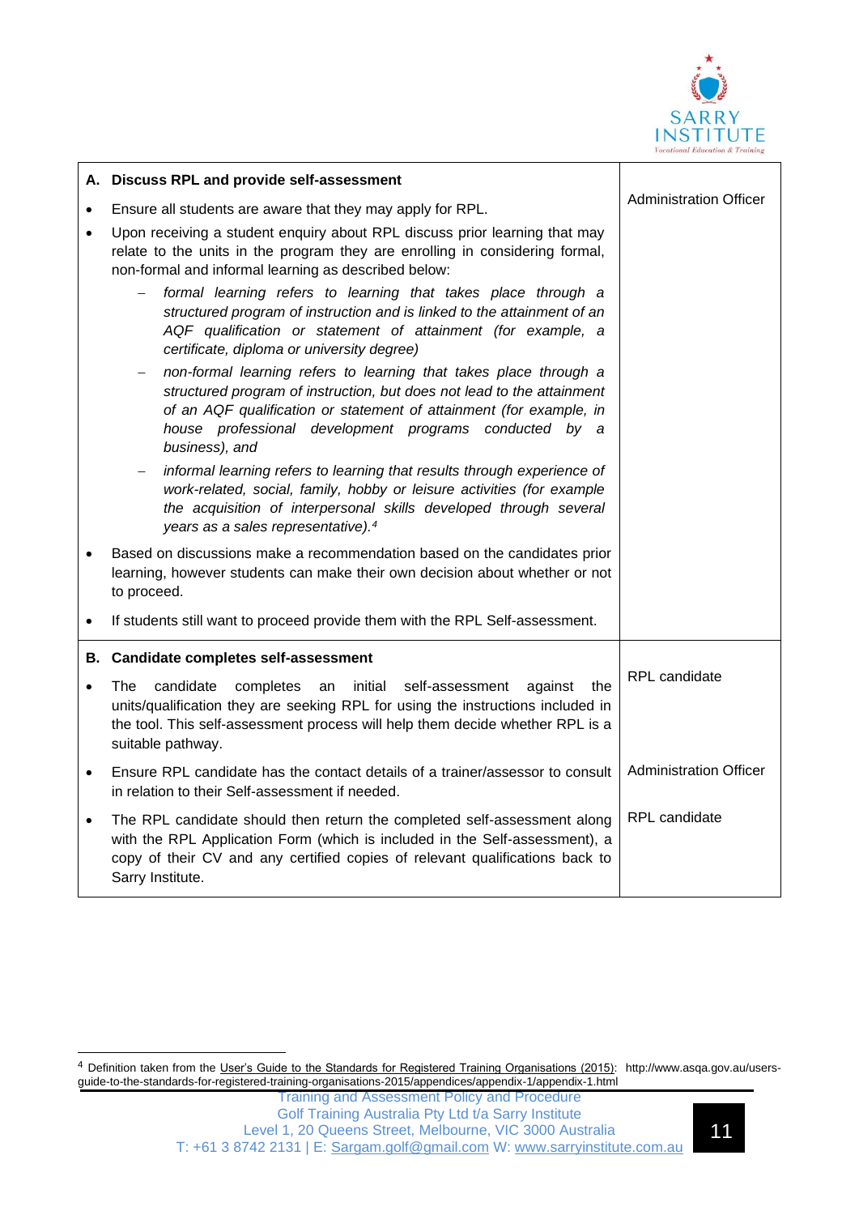| A. Discuss RPL and provide self-assessment | |
| --- | --- |
| • Ensure all students are aware that they may apply for RPL.<br>• Upon receiving a student enquiry about RPL discuss prior learning that may relate to the units in the program they are enrolling in considering formal, non-formal and informal learning as described below:<br>– *formal learning refers to learning that takes place through a structured program of instruction and is linked to the attainment of an AQF qualification or statement of attainment (for example, a certificate, diploma or university degree)*<br>– *non-formal learning refers to learning that takes place through a structured program of instruction, but does not lead to the attainment of an AQF qualification or statement of attainment (for example, in house professional development programs conducted by a business), and*<br>– *informal learning refers to learning that results through experience of work-related, social, family, hobby or leisure activities (for example the acquisition of interpersonal skills developed through several years as a sales representative).*[4]<br>• Based on discussions make a recommendation based on the candidates prior learning, however students can make their own decision about whether or not to proceed.<br>• If students still want to proceed provide them with the RPL Self-assessment. | Administration Officer |
| **B. Candidate completes self-assessment** | |
| • The candidate completes an initial self-assessment against the units/qualification they are seeking RPL for using the instructions included in the tool. This self-assessment process will help them decide whether RPL is a suitable pathway. | RPL candidate |
| • Ensure RPL candidate has the contact details of a trainer/assessor to consult in relation to their Self-assessment if needed. | Administration Officer |
| • The RPL candidate should then return the completed self-assessment along with the RPL Application Form (which is included in the Self-assessment), a copy of their CV and any certified copies of relevant qualifications back to Sarry Institute. | RPL candidate |

[4] Definition taken from the User's Guide to the Standards for Registered Training Organisations (2015): http://www.asqa.gov.au/users-guide-to-the-standards-for-registered-training-organisations-2015/appendices/appendix-1/appendix-1.html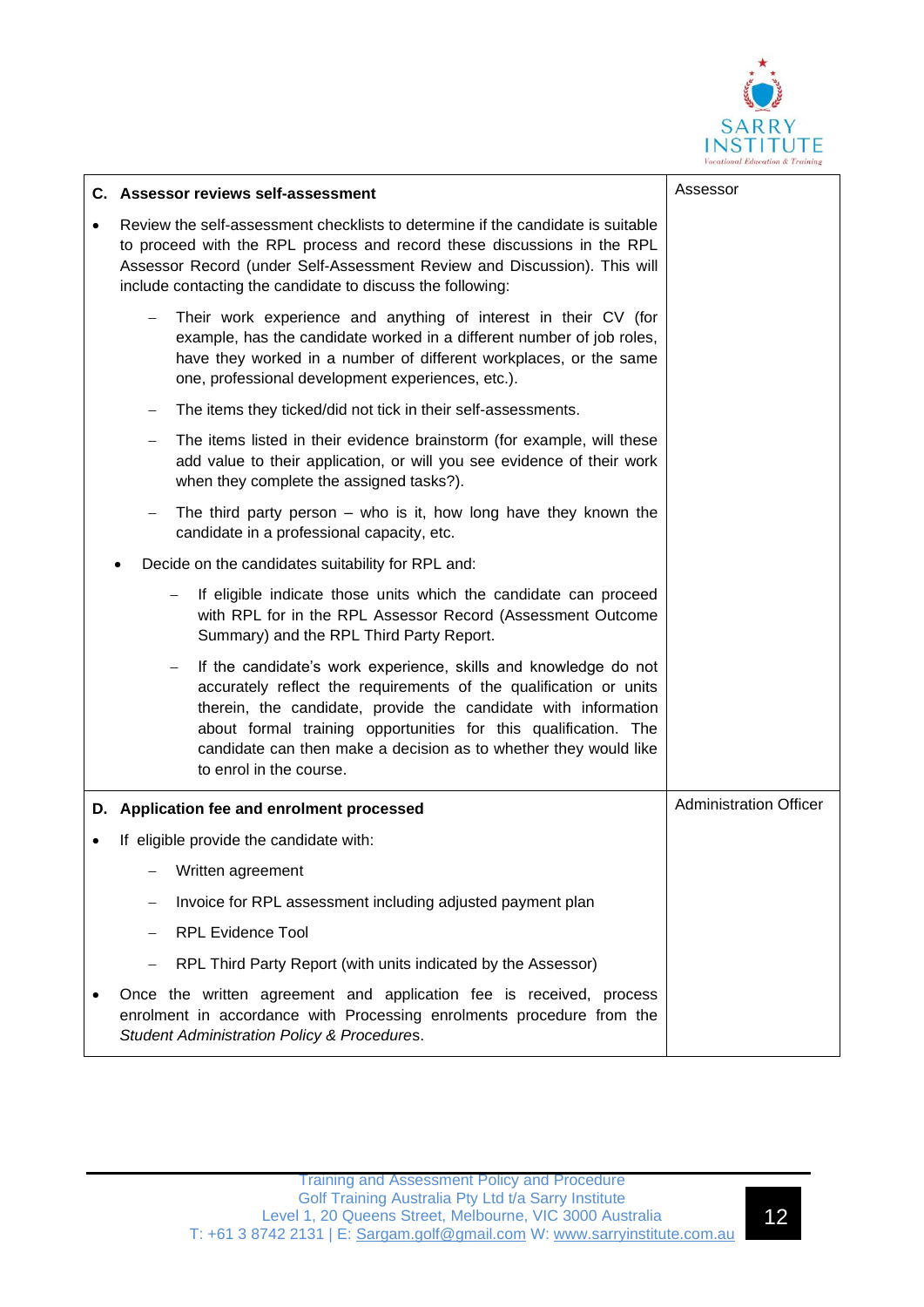| C. Assessor reviews self-assessment | Assessor |
|---|---|
| • Review the self-assessment checklists to determine if the candidate is suitable to proceed with the RPL process and record these discussions in the RPL Assessor Record (under Self-Assessment Review and Discussion). This will include contacting the candidate to discuss the following:<br>– Their work experience and anything of interest in their CV (for example, has the candidate worked in a different number of job roles, have they worked in a number of different workplaces, or the same one, professional development experiences, etc.).<br>– The items they ticked/did not tick in their self-assessments.<br>– The items listed in their evidence brainstorm (for example, will these add value to their application, or will you see evidence of their work when they complete the assigned tasks?).<br>– The third party person – who is it, how long have they known the candidate in a professional capacity, etc.<br>• Decide on the candidates suitability for RPL and:<br>– If eligible indicate those units which the candidate can proceed with RPL for in the RPL Assessor Record (Assessment Outcome Summary) and the RPL Third Party Report.<br>– If the candidate's work experience, skills and knowledge do not accurately reflect the requirements of the qualification or units therein, the candidate, provide the candidate with information about formal training opportunities for this qualification. The candidate can then make a decision as to whether they would like to enrol in the course. | |
| **D. Application fee and enrolment processed** | Administration Officer |
| • If eligible provide the candidate with:<br>– Written agreement<br>– Invoice for RPL assessment including adjusted payment plan<br>– RPL Evidence Tool<br>– RPL Third Party Report (with units indicated by the Assessor)<br>• Once the written agreement and application fee is received, process enrolment in accordance with Processing enrolments procedure from the *Student Administration Policy & Procedures*. | |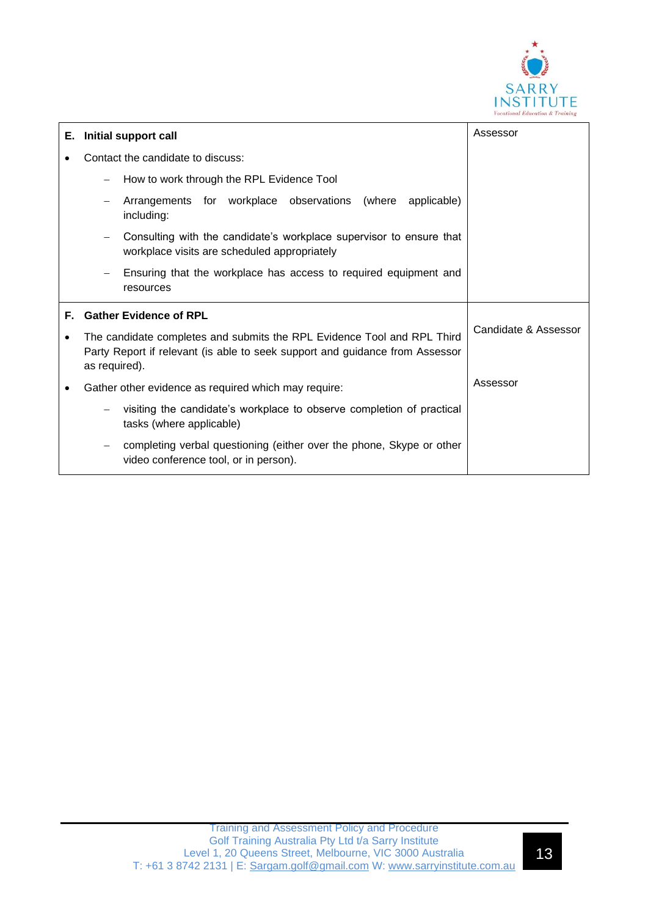| | |
|---|---|
| **E. Initial support call** | Assessor |
| • Contact the candidate to discuss:<br>– How to work through the RPL Evidence Tool<br>– Arrangements for workplace observations (where applicable) including:<br>– Consulting with the candidate's workplace supervisor to ensure that workplace visits are scheduled appropriately<br>– Ensuring that the workplace has access to required equipment and resources | |
| **F. Gather Evidence of RPL** | |
| • The candidate completes and submits the RPL Evidence Tool and RPL Third Party Report if relevant (is able to seek support and guidance from Assessor as required). | Candidate & Assessor |
| • Gather other evidence as required which may require:<br>– visiting the candidate's workplace to observe completion of practical tasks (where applicable)<br>– completing verbal questioning (either over the phone, Skype or other video conference tool, or in person). | Assessor |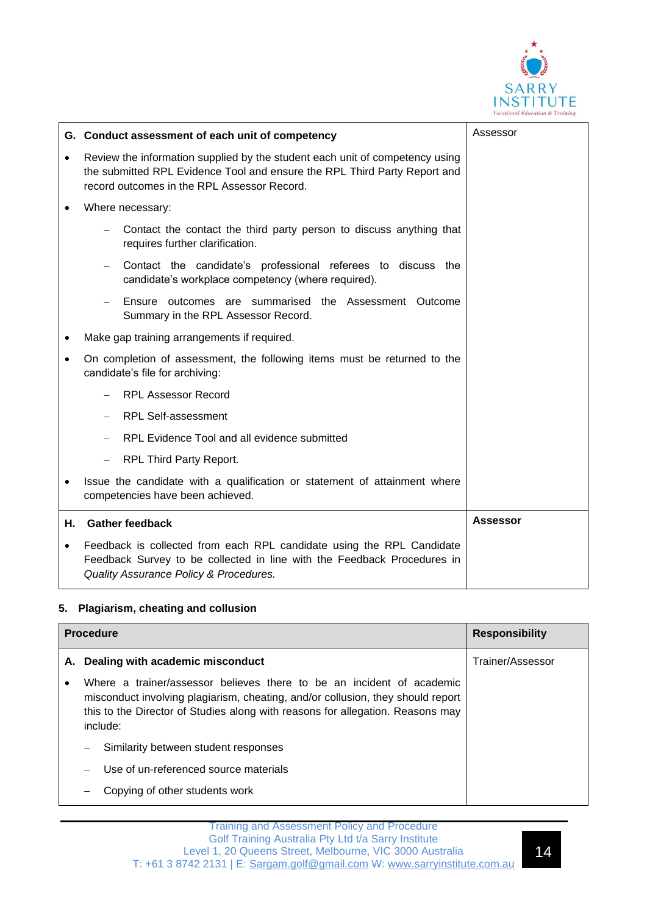| | |
|---|---|
| **G. Conduct assessment of each unit of competency**<br><br>• Review the information supplied by the student each unit of competency using the submitted RPL Evidence Tool and ensure the RPL Third Party Report and record outcomes in the RPL Assessor Record.<br>• Where necessary:<br>  – Contact the contact the third party person to discuss anything that requires further clarification.<br>  – Contact the candidate's professional referees to discuss the candidate's workplace competency (where required).<br>  – Ensure outcomes are summarised the Assessment Outcome Summary in the RPL Assessor Record.<br>• Make gap training arrangements if required.<br>• On completion of assessment, the following items must be returned to the candidate's file for archiving:<br>  – RPL Assessor Record<br>  – RPL Self-assessment<br>  – RPL Evidence Tool and all evidence submitted<br>  – RPL Third Party Report.<br>• Issue the candidate with a qualification or statement of attainment where competencies have been achieved. | Assessor |
| **H. Gather feedback**<br><br>• Feedback is collected from each RPL candidate using the RPL Candidate Feedback Survey to be collected in line with the Feedback Procedures in *Quality Assurance Policy & Procedures.* | **Assessor** |

## 5. Plagiarism, cheating and collusion

| Procedure | Responsibility |
|---|---|
| **A. Dealing with academic misconduct**<br><br>• Where a trainer/assessor believes there to be an incident of academic misconduct involving plagiarism, cheating, and/or collusion, they should report this to the Director of Studies along with reasons for allegation. Reasons may include:<br>  – Similarity between student responses<br>  – Use of un-referenced source materials<br>  – Copying of other students work | Trainer/Assessor |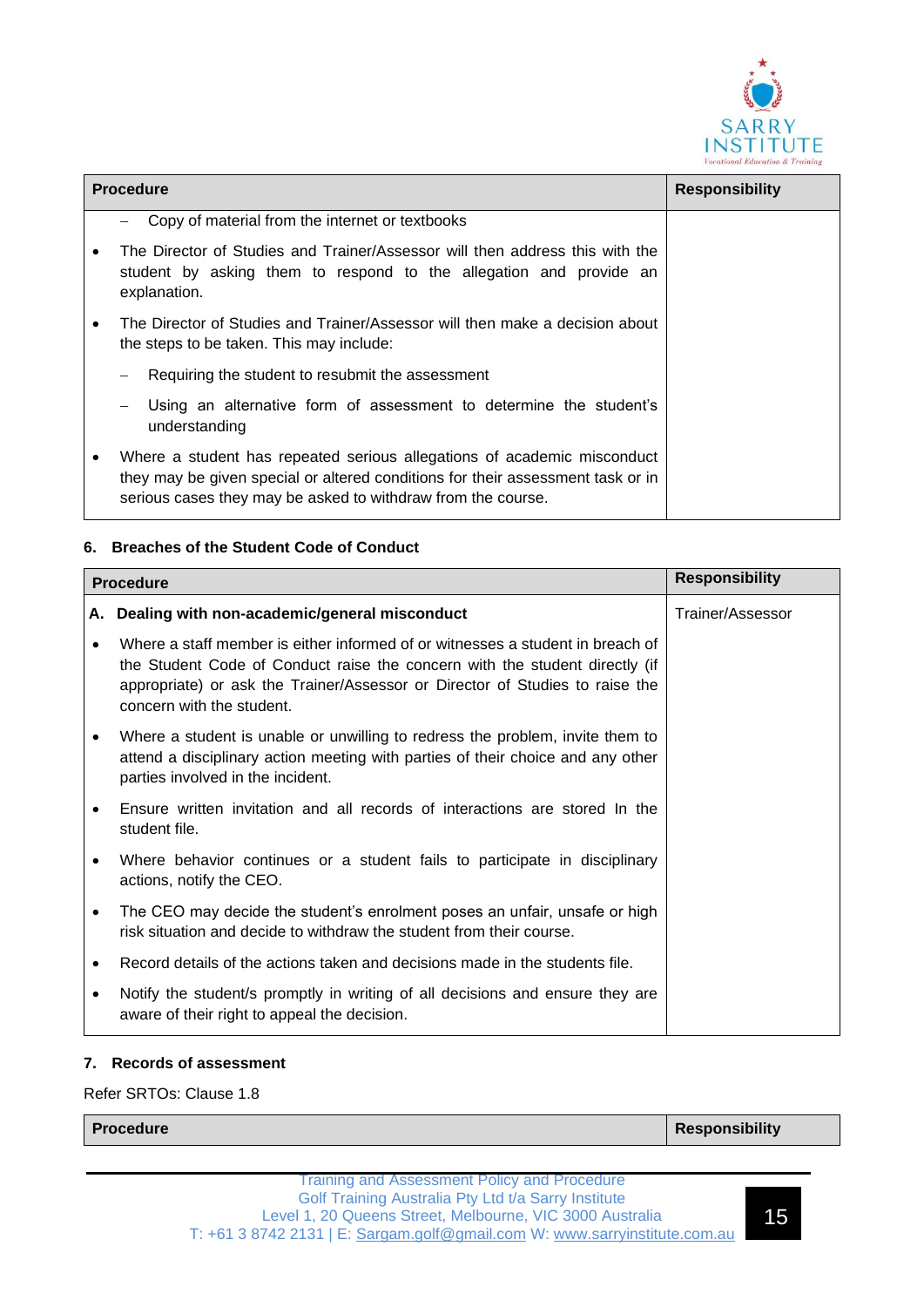| Procedure | Responsibility |
|---|---|
| – Copy of material from the internet or textbooks<br>• The Director of Studies and Trainer/Assessor will then address this with the student by asking them to respond to the allegation and provide an explanation.<br>• The Director of Studies and Trainer/Assessor will then make a decision about the steps to be taken. This may include:<br>– Requiring the student to resubmit the assessment<br>– Using an alternative form of assessment to determine the student's understanding<br>• Where a student has repeated serious allegations of academic misconduct they may be given special or altered conditions for their assessment task or in serious cases they may be asked to withdraw from the course. | |

### 6. Breaches of the Student Code of Conduct

| Procedure | Responsibility |
|---|---|
| **A. Dealing with non-academic/general misconduct**<br>• Where a staff member is either informed of or witnesses a student in breach of the Student Code of Conduct raise the concern with the student directly (if appropriate) or ask the Trainer/Assessor or Director of Studies to raise the concern with the student.<br>• Where a student is unable or unwilling to redress the problem, invite them to attend a disciplinary action meeting with parties of their choice and any other parties involved in the incident.<br>• Ensure written invitation and all records of interactions are stored In the student file.<br>• Where behavior continues or a student fails to participate in disciplinary actions, notify the CEO.<br>• The CEO may decide the student's enrolment poses an unfair, unsafe or high risk situation and decide to withdraw the student from their course.<br>• Record details of the actions taken and decisions made in the students file.<br>• Notify the student/s promptly in writing of all decisions and ensure they are aware of their right to appeal the decision. | Trainer/Assessor |

### 7. Records of assessment

Refer SRTOs: Clause 1.8

| Procedure | Responsibility |
|---|---|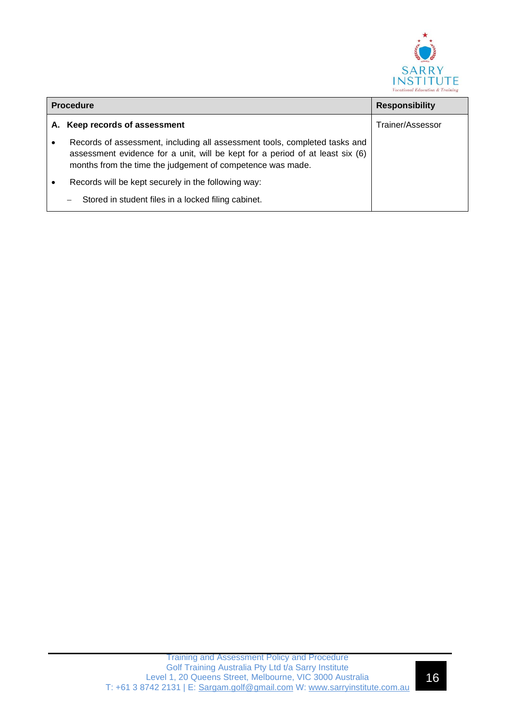| Procedure | Responsibility |
|---|---|
| **A. Keep records of assessment**<br>• Records of assessment, including all assessment tools, completed tasks and assessment evidence for a unit, will be kept for a period of at least six (6) months from the time the judgement of competence was made.<br>• Records will be kept securely in the following way:<br>– Stored in student files in a locked filing cabinet. | Trainer/Assessor |